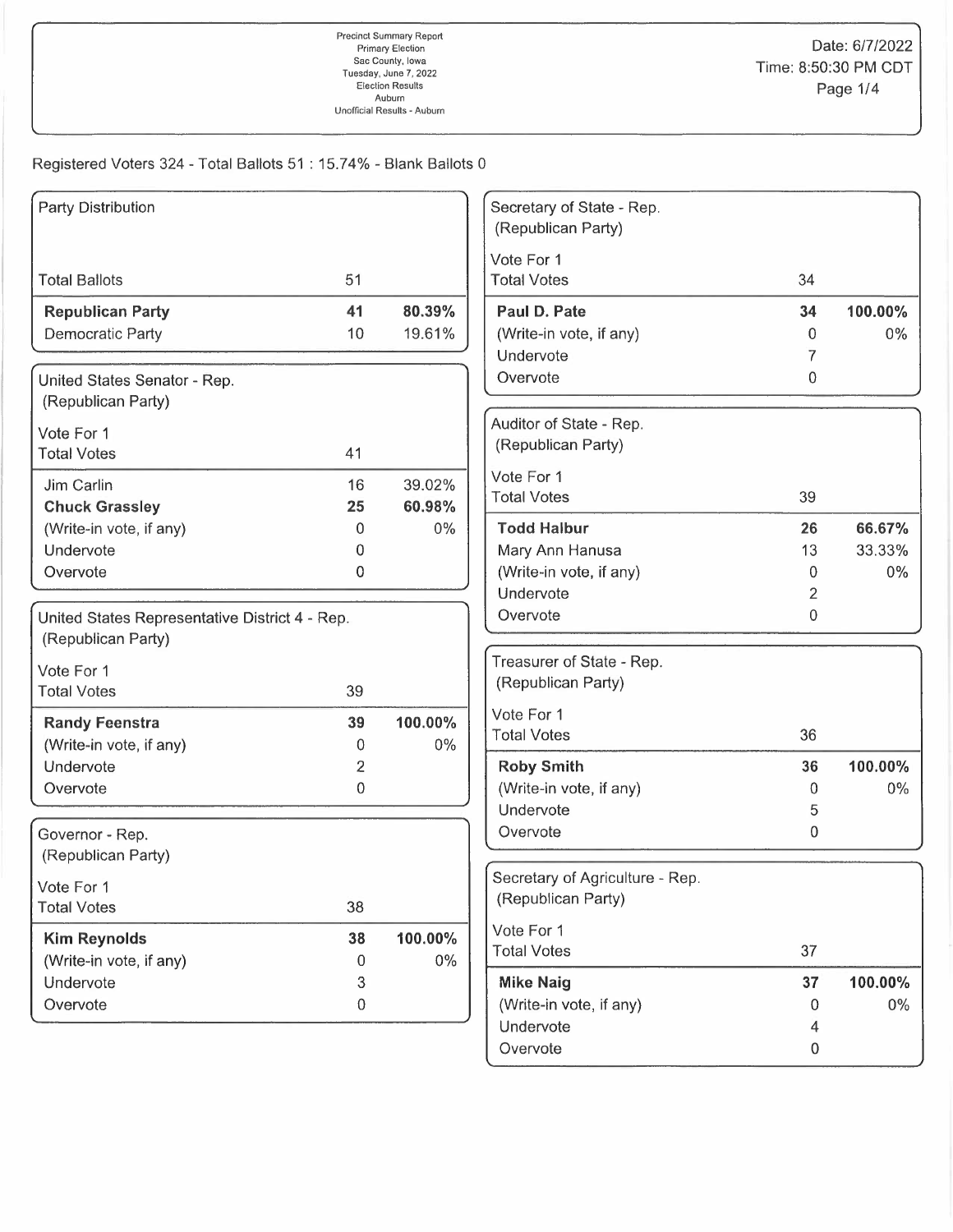Precinct Summary Report
Primary Election
Sac County, Iowa
Tuesday, June 7, 2022
Election Results
Auburn
Unofficial Results - Auburn

Date: 6/7/2022
Time: 8:50:30 PM CDT

Registered Voters 324 - Total Ballots 51 : 15.74% - Blank Ballots 0

### Party Distribution

| | | |
|---|---|---|
| Total Ballots | 51 | |
| **Republican Party** | **41** | **80.39%** |
| Democratic Party | 10 | 19.61% |

### United States Senator - Rep. (Republican Party)

| Vote For 1 | | |
|---|---|---|
| Total Votes | 41 | |
| Jim Carlin | 16 | 39.02% |
| **Chuck Grassley** | **25** | **60.98%** |
| (Write-in vote, if any) | 0 | 0% |
| Undervote | 0 | |
| Overvote | 0 | |

### United States Representative District 4 - Rep. (Republican Party)

| Vote For 1 | | |
|---|---|---|
| Total Votes | 39 | |
| **Randy Feenstra** | **39** | **100.00%** |
| (Write-in vote, if any) | 0 | 0% |
| Undervote | 2 | |
| Overvote | 0 | |

### Governor - Rep. (Republican Party)

| Vote For 1 | | |
|---|---|---|
| Total Votes | 38 | |
| **Kim Reynolds** | **38** | **100.00%** |
| (Write-in vote, if any) | 0 | 0% |
| Undervote | 3 | |
| Overvote | 0 | |

### Secretary of State - Rep. (Republican Party)

| Vote For 1 | | |
|---|---|---|
| Total Votes | 34 | |
| **Paul D. Pate** | **34** | **100.00%** |
| (Write-in vote, if any) | 0 | 0% |
| Undervote | 7 | |
| Overvote | 0 | |

### Auditor of State - Rep. (Republican Party)

| Vote For 1 | | |
|---|---|---|
| Total Votes | 39 | |
| **Todd Halbur** | **26** | **66.67%** |
| Mary Ann Hanusa | 13 | 33.33% |
| (Write-in vote, if any) | 0 | 0% |
| Undervote | 2 | |
| Overvote | 0 | |

### Treasurer of State - Rep. (Republican Party)

| Vote For 1 | | |
|---|---|---|
| Total Votes | 36 | |
| **Roby Smith** | **36** | **100.00%** |
| (Write-in vote, if any) | 0 | 0% |
| Undervote | 5 | |
| Overvote | 0 | |

### Secretary of Agriculture - Rep. (Republican Party)

| Vote For 1 | | |
|---|---|---|
| Total Votes | 37 | |
| **Mike Naig** | **37** | **100.00%** |
| (Write-in vote, if any) | 0 | 0% |
| Undervote | 4 | |
| Overvote | 0 | |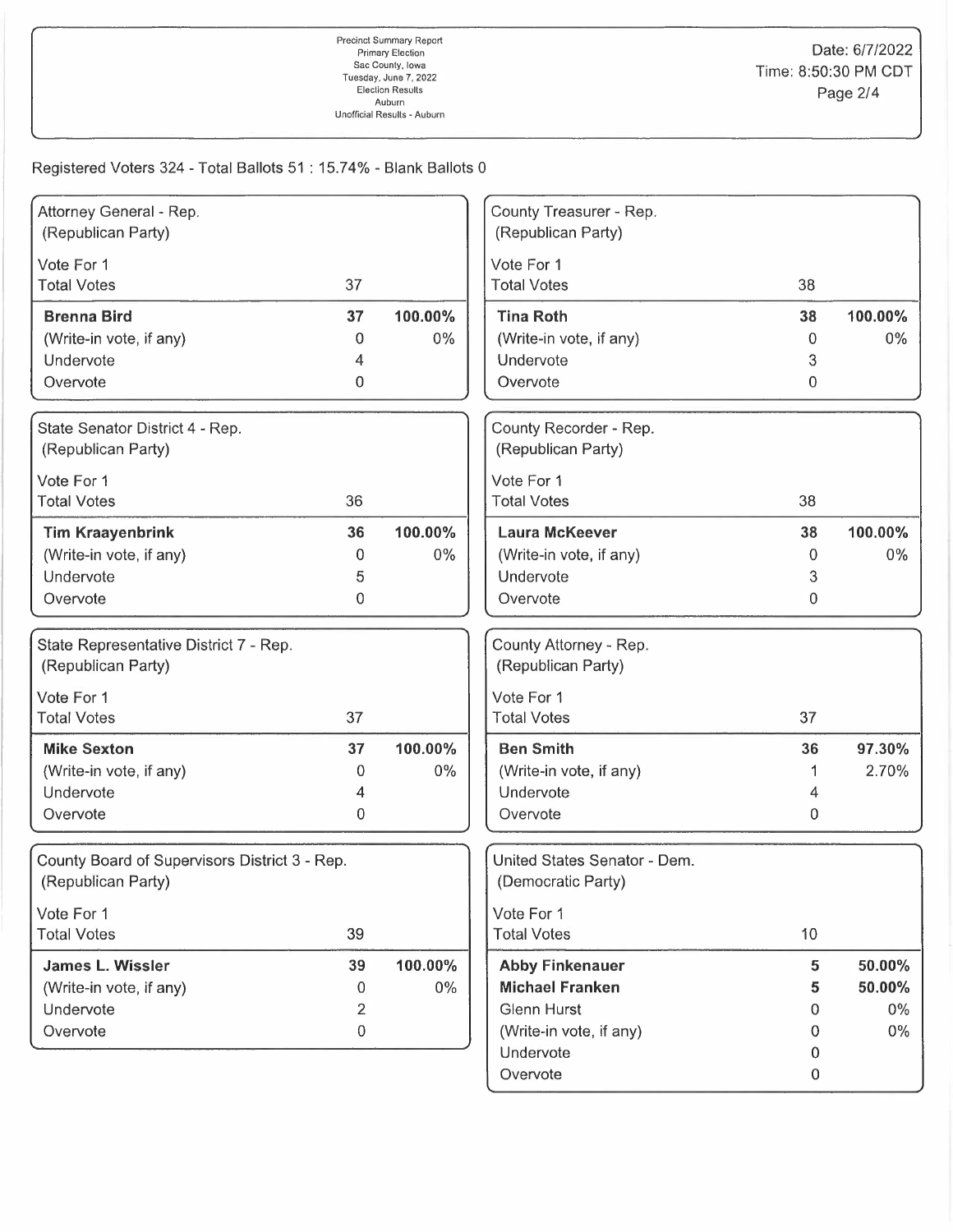Registered Voters 324 - Total Ballots 51 : 15.74% - Blank Ballots 0

### Attorney General - Rep.
(Republican Party)

Vote For 1

| Total Votes | 37 | |
|---|---|---|
| **Brenna Bird** | **37** | **100.00%** |
| (Write-in vote, if any) | 0 | 0% |
| Undervote | 4 | |
| Overvote | 0 | |

### State Senator District 4 - Rep.
(Republican Party)

Vote For 1

| Total Votes | 36 | |
|---|---|---|
| **Tim Kraayenbrink** | **36** | **100.00%** |
| (Write-in vote, if any) | 0 | 0% |
| Undervote | 5 | |
| Overvote | 0 | |

### State Representative District 7 - Rep.
(Republican Party)

Vote For 1

| Total Votes | 37 | |
|---|---|---|
| **Mike Sexton** | **37** | **100.00%** |
| (Write-in vote, if any) | 0 | 0% |
| Undervote | 4 | |
| Overvote | 0 | |

### County Board of Supervisors District 3 - Rep.
(Republican Party)

Vote For 1

| Total Votes | 39 | |
|---|---|---|
| **James L. Wissler** | **39** | **100.00%** |
| (Write-in vote, if any) | 0 | 0% |
| Undervote | 2 | |
| Overvote | 0 | |

### County Treasurer - Rep.
(Republican Party)

Vote For 1

| Total Votes | 38 | |
|---|---|---|
| **Tina Roth** | **38** | **100.00%** |
| (Write-in vote, if any) | 0 | 0% |
| Undervote | 3 | |
| Overvote | 0 | |

### County Recorder - Rep.
(Republican Party)

Vote For 1

| Total Votes | 38 | |
|---|---|---|
| **Laura McKeever** | **38** | **100.00%** |
| (Write-in vote, if any) | 0 | 0% |
| Undervote | 3 | |
| Overvote | 0 | |

### County Attorney - Rep.
(Republican Party)

Vote For 1

| Total Votes | 37 | |
|---|---|---|
| **Ben Smith** | **36** | **97.30%** |
| (Write-in vote, if any) | 1 | 2.70% |
| Undervote | 4 | |
| Overvote | 0 | |

### United States Senator - Dem.
(Democratic Party)

Vote For 1

| Total Votes | 10 | |
|---|---|---|
| **Abby Finkenauer** | **5** | **50.00%** |
| **Michael Franken** | **5** | **50.00%** |
| Glenn Hurst | 0 | 0% |
| (Write-in vote, if any) | 0 | 0% |
| Undervote | 0 | |
| Overvote | 0 | |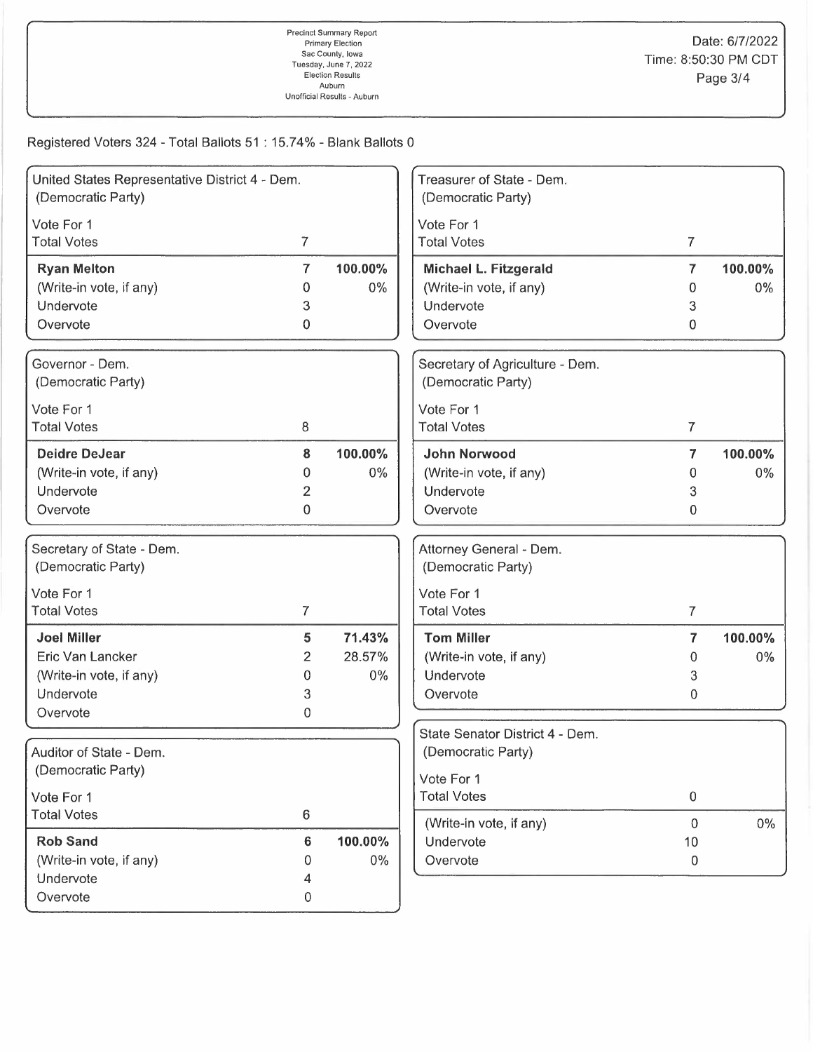Precinct Summary Report
Primary Election
Sac County, Iowa
Tuesday, June 7, 2022
Election Results
Auburn
Unofficial Results - Auburn

Date: 6/7/2022
Time: 8:50:30 PM CDT

Registered Voters 324 - Total Ballots 51 : 15.74% - Blank Ballots 0

### United States Representative District 4 - Dem. (Democratic Party)

Vote For 1

| Total Votes | 7 | |
|---|---|---|
| **Ryan Melton** | **7** | **100.00%** |
| (Write-in vote, if any) | 0 | 0% |
| Undervote | 3 | |
| Overvote | 0 | |

### Governor - Dem. (Democratic Party)

Vote For 1

| Total Votes | 8 | |
|---|---|---|
| **Deidre DeJear** | **8** | **100.00%** |
| (Write-in vote, if any) | 0 | 0% |
| Undervote | 2 | |
| Overvote | 0 | |

### Secretary of State - Dem. (Democratic Party)

Vote For 1

| Total Votes | 7 | |
|---|---|---|
| **Joel Miller** | **5** | **71.43%** |
| Eric Van Lancker | 2 | 28.57% |
| (Write-in vote, if any) | 0 | 0% |
| Undervote | 3 | |
| Overvote | 0 | |

### Auditor of State - Dem. (Democratic Party)

Vote For 1

| Total Votes | 6 | |
|---|---|---|
| **Rob Sand** | **6** | **100.00%** |
| (Write-in vote, if any) | 0 | 0% |
| Undervote | 4 | |
| Overvote | 0 | |

### Treasurer of State - Dem. (Democratic Party)

Vote For 1

| Total Votes | 7 | |
|---|---|---|
| **Michael L. Fitzgerald** | **7** | **100.00%** |
| (Write-in vote, if any) | 0 | 0% |
| Undervote | 3 | |
| Overvote | 0 | |

### Secretary of Agriculture - Dem. (Democratic Party)

Vote For 1

| Total Votes | 7 | |
|---|---|---|
| **John Norwood** | **7** | **100.00%** |
| (Write-in vote, if any) | 0 | 0% |
| Undervote | 3 | |
| Overvote | 0 | |

### Attorney General - Dem. (Democratic Party)

Vote For 1

| Total Votes | 7 | |
|---|---|---|
| **Tom Miller** | **7** | **100.00%** |
| (Write-in vote, if any) | 0 | 0% |
| Undervote | 3 | |
| Overvote | 0 | |

### State Senator District 4 - Dem. (Democratic Party)

Vote For 1

| Total Votes | 0 | |
|---|---|---|
| (Write-in vote, if any) | 0 | 0% |
| Undervote | 10 | |
| Overvote | 0 | |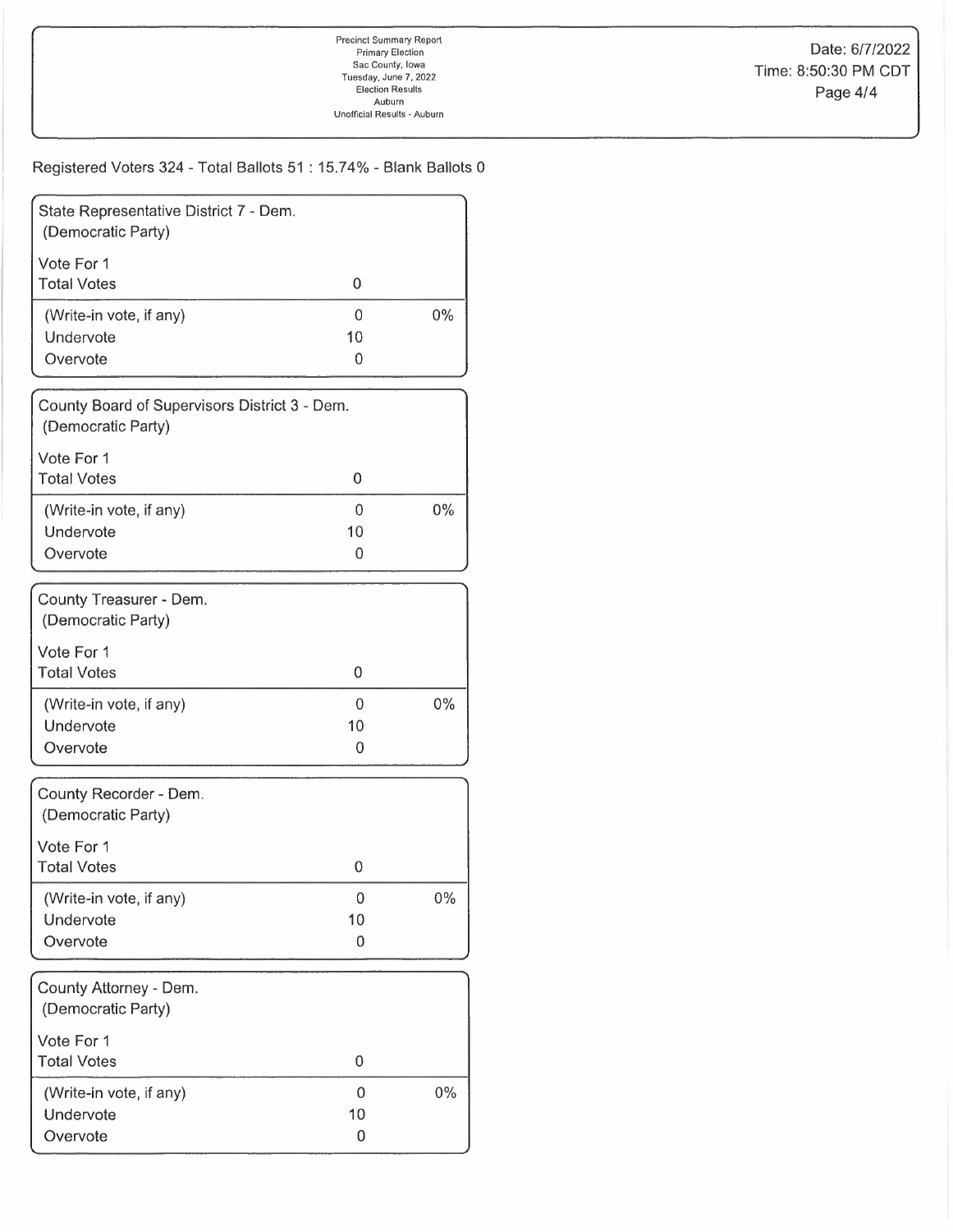Registered Voters 324 - Total Ballots 51 : 15.74% - Blank Ballots 0

### State Representative District 7 - Dem.
(Democratic Party)

Vote For 1

| Total Votes | 0 | |
|---|---|---|
| (Write-in vote, if any) | 0 | 0% |
| Undervote | 10 | |
| Overvote | 0 | |

### County Board of Supervisors District 3 - Dem.
(Democratic Party)

Vote For 1

| Total Votes | 0 | |
|---|---|---|
| (Write-in vote, if any) | 0 | 0% |
| Undervote | 10 | |
| Overvote | 0 | |

### County Treasurer - Dem.
(Democratic Party)

Vote For 1

| Total Votes | 0 | |
|---|---|---|
| (Write-in vote, if any) | 0 | 0% |
| Undervote | 10 | |
| Overvote | 0 | |

### County Recorder - Dem.
(Democratic Party)

Vote For 1

| Total Votes | 0 | |
|---|---|---|
| (Write-in vote, if any) | 0 | 0% |
| Undervote | 10 | |
| Overvote | 0 | |

### County Attorney - Dem.
(Democratic Party)

Vote For 1

| Total Votes | 0 | |
|---|---|---|
| (Write-in vote, if any) | 0 | 0% |
| Undervote | 10 | |
| Overvote | 0 | |